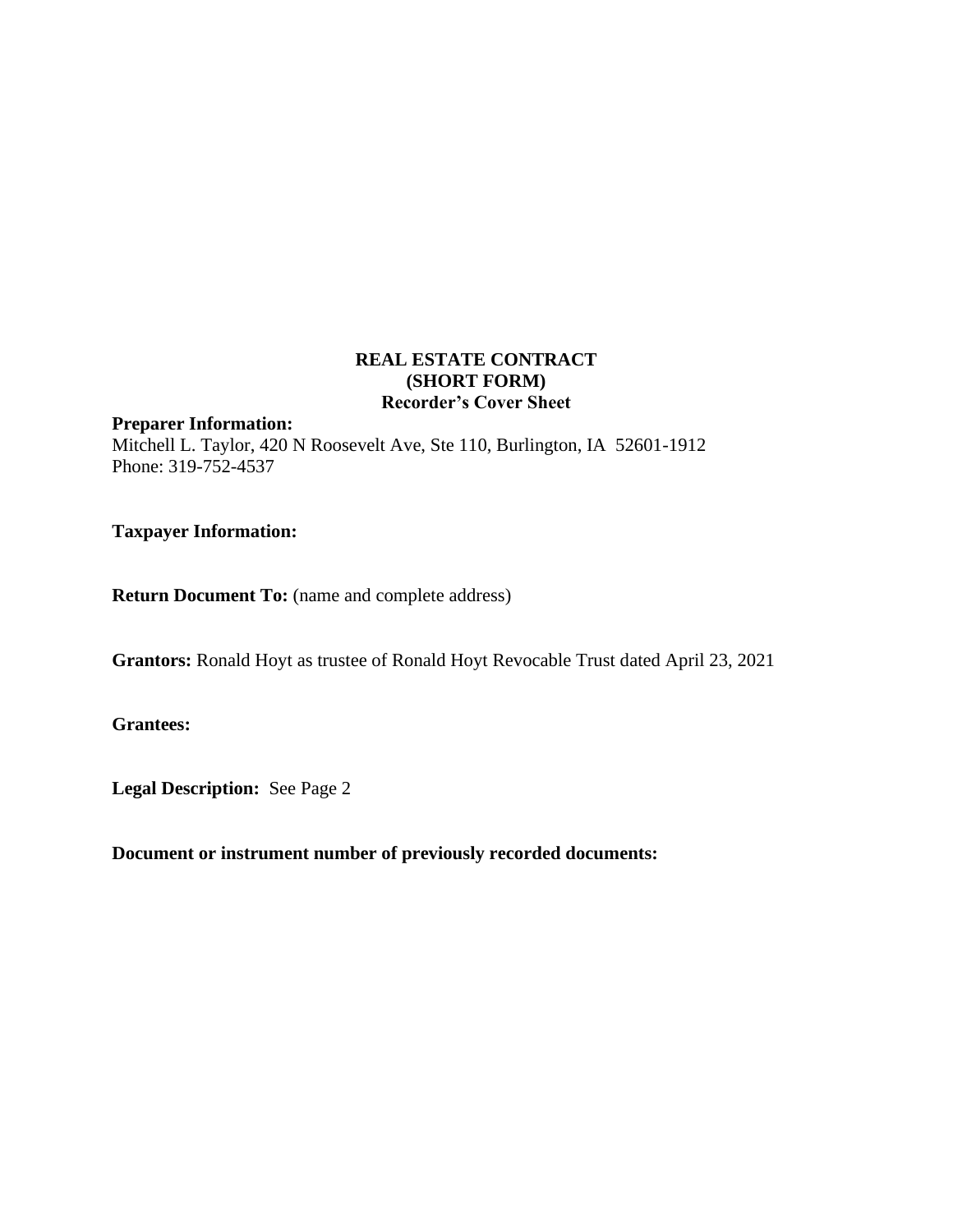# REAL ESTATE CONTRACT
## (SHORT FORM)
### Recorder's Cover Sheet

**Preparer Information:**
Mitchell L. Taylor, 420 N Roosevelt Ave, Ste 110, Burlington, IA 52601-1912
Phone: 319-752-4537

**Taxpayer Information:**

**Return Document To:** (name and complete address)

**Grantors:** Ronald Hoyt as trustee of Ronald Hoyt Revocable Trust dated April 23, 2021

**Grantees:**

**Legal Description:** See Page 2

**Document or instrument number of previously recorded documents:**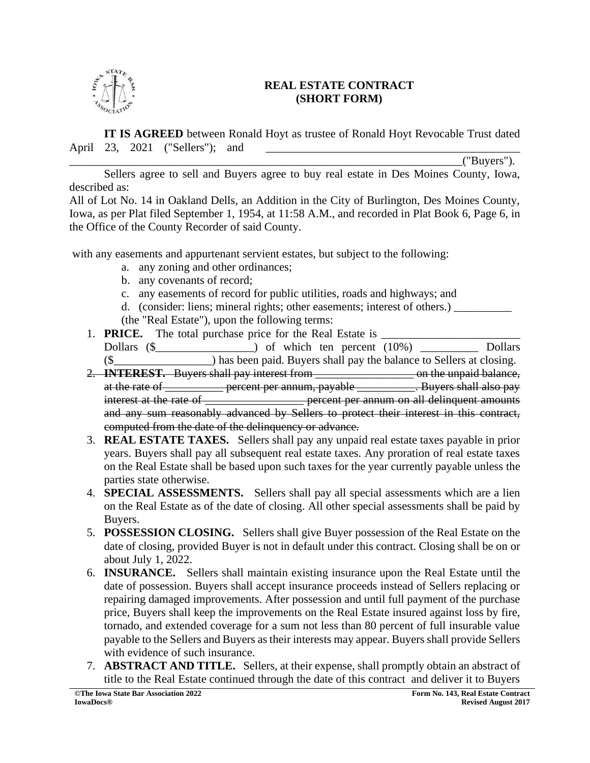**REAL ESTATE CONTRACT**
**(SHORT FORM)**

**IT IS AGREED** between Ronald Hoyt as trustee of Ronald Hoyt Revocable Trust dated April 23, 2021 ("Sellers"); and _______________________________________________ _________________________________________________________________("Buyers").

Sellers agree to sell and Buyers agree to buy real estate in Des Moines County, Iowa, described as:

All of Lot No. 14 in Oakland Dells, an Addition in the City of Burlington, Des Moines County, Iowa, as per Plat filed September 1, 1954, at 11:58 A.M., and recorded in Plat Book 6, Page 6, in the Office of the County Recorder of said County.

with any easements and appurtenant servient estates, but subject to the following:

a. any zoning and other ordinances;
b. any covenants of record;
c. any easements of record for public utilities, roads and highways; and
d. (consider: liens; mineral rights; other easements; interest of others.) __________

(the "Real Estate"), upon the following terms:

1. **PRICE.** The total purchase price for the Real Estate is ________________________ Dollars ($_________________) of which ten percent (10%) __________ Dollars ($_________________) has been paid. Buyers shall pay the balance to Sellers at closing.
2. ~~**INTEREST.** Buyers shall pay interest from _________________ on the unpaid balance, at the rate of __________ percent per annum, payable __________. Buyers shall also pay interest at the rate of _________________ percent per annum on all delinquent amounts and any sum reasonably advanced by Sellers to protect their interest in this contract, computed from the date of the delinquency or advance.~~
3. **REAL ESTATE TAXES.** Sellers shall pay any unpaid real estate taxes payable in prior years. Buyers shall pay all subsequent real estate taxes. Any proration of real estate taxes on the Real Estate shall be based upon such taxes for the year currently payable unless the parties state otherwise.
4. **SPECIAL ASSESSMENTS.** Sellers shall pay all special assessments which are a lien on the Real Estate as of the date of closing. All other special assessments shall be paid by Buyers.
5. **POSSESSION CLOSING.** Sellers shall give Buyer possession of the Real Estate on the date of closing, provided Buyer is not in default under this contract. Closing shall be on or about July 1, 2022.
6. **INSURANCE.** Sellers shall maintain existing insurance upon the Real Estate until the date of possession. Buyers shall accept insurance proceeds instead of Sellers replacing or repairing damaged improvements. After possession and until full payment of the purchase price, Buyers shall keep the improvements on the Real Estate insured against loss by fire, tornado, and extended coverage for a sum not less than 80 percent of full insurable value payable to the Sellers and Buyers as their interests may appear. Buyers shall provide Sellers with evidence of such insurance.
7. **ABSTRACT AND TITLE.** Sellers, at their expense, shall promptly obtain an abstract of title to the Real Estate continued through the date of this contract and deliver it to Buyers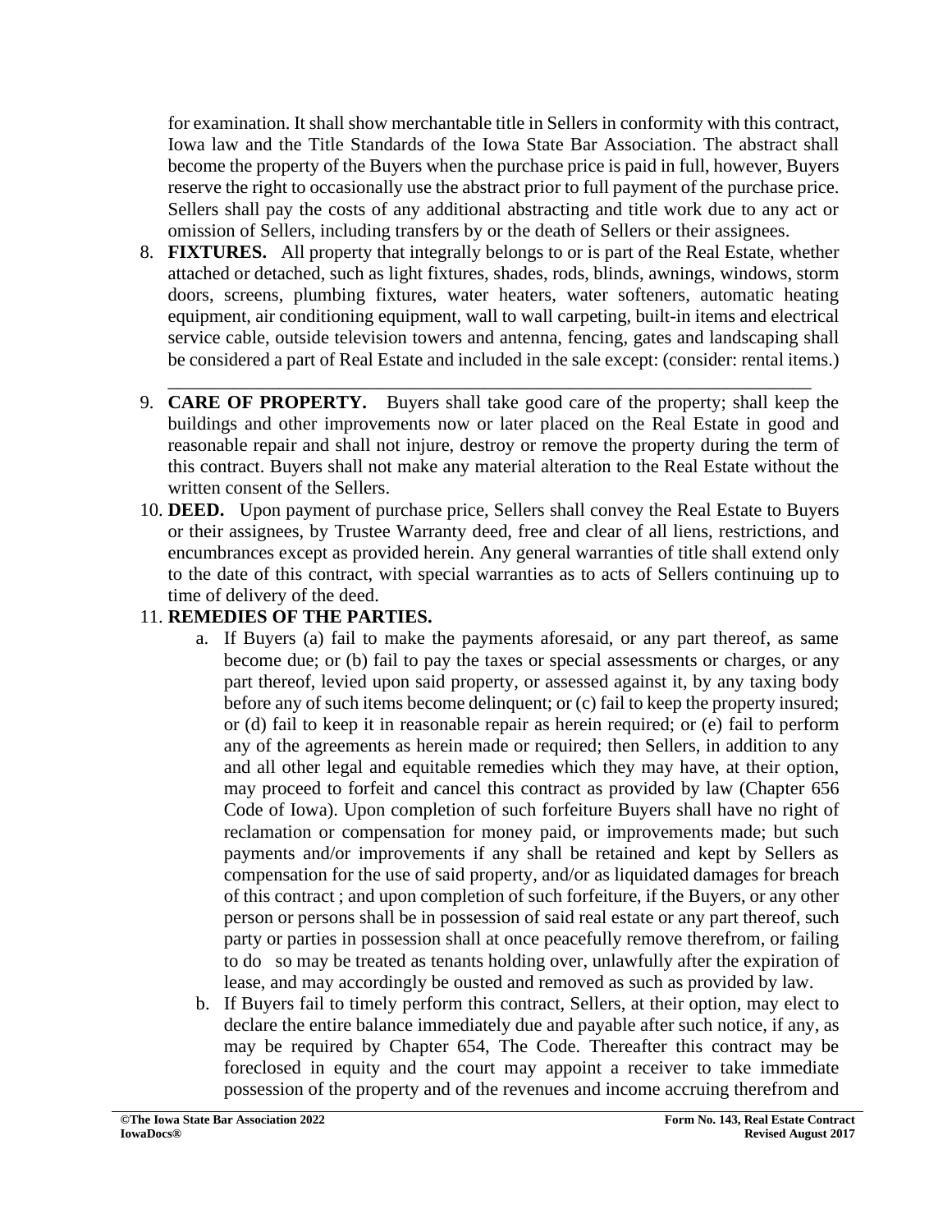for examination. It shall show merchantable title in Sellers in conformity with this contract, Iowa law and the Title Standards of the Iowa State Bar Association. The abstract shall become the property of the Buyers when the purchase price is paid in full, however, Buyers reserve the right to occasionally use the abstract prior to full payment of the purchase price. Sellers shall pay the costs of any additional abstracting and title work due to any act or omission of Sellers, including transfers by or the death of Sellers or their assignees.

8. **FIXTURES.** All property that integrally belongs to or is part of the Real Estate, whether attached or detached, such as light fixtures, shades, rods, blinds, awnings, windows, storm doors, screens, plumbing fixtures, water heaters, water softeners, automatic heating equipment, air conditioning equipment, wall to wall carpeting, built-in items and electrical service cable, outside television towers and antenna, fencing, gates and landscaping shall be considered a part of Real Estate and included in the sale except: (consider: rental items.)
   ______________________________________________________________________
9. **CARE OF PROPERTY.** Buyers shall take good care of the property; shall keep the buildings and other improvements now or later placed on the Real Estate in good and reasonable repair and shall not injure, destroy or remove the property during the term of this contract. Buyers shall not make any material alteration to the Real Estate without the written consent of the Sellers.
10. **DEED.** Upon payment of purchase price, Sellers shall convey the Real Estate to Buyers or their assignees, by Trustee Warranty deed, free and clear of all liens, restrictions, and encumbrances except as provided herein. Any general warranties of title shall extend only to the date of this contract, with special warranties as to acts of Sellers continuing up to time of delivery of the deed.
11. **REMEDIES OF THE PARTIES.**
    a. If Buyers (a) fail to make the payments aforesaid, or any part thereof, as same become due; or (b) fail to pay the taxes or special assessments or charges, or any part thereof, levied upon said property, or assessed against it, by any taxing body before any of such items become delinquent; or (c) fail to keep the property insured; or (d) fail to keep it in reasonable repair as herein required; or (e) fail to perform any of the agreements as herein made or required; then Sellers, in addition to any and all other legal and equitable remedies which they may have, at their option, may proceed to forfeit and cancel this contract as provided by law (Chapter 656 Code of Iowa). Upon completion of such forfeiture Buyers shall have no right of reclamation or compensation for money paid, or improvements made; but such payments and/or improvements if any shall be retained and kept by Sellers as compensation for the use of said property, and/or as liquidated damages for breach of this contract ; and upon completion of such forfeiture, if the Buyers, or any other person or persons shall be in possession of said real estate or any part thereof, such party or parties in possession shall at once peacefully remove therefrom, or failing to do so may be treated as tenants holding over, unlawfully after the expiration of lease, and may accordingly be ousted and removed as such as provided by law.
    b. If Buyers fail to timely perform this contract, Sellers, at their option, may elect to declare the entire balance immediately due and payable after such notice, if any, as may be required by Chapter 654, The Code. Thereafter this contract may be foreclosed in equity and the court may appoint a receiver to take immediate possession of the property and of the revenues and income accruing therefrom and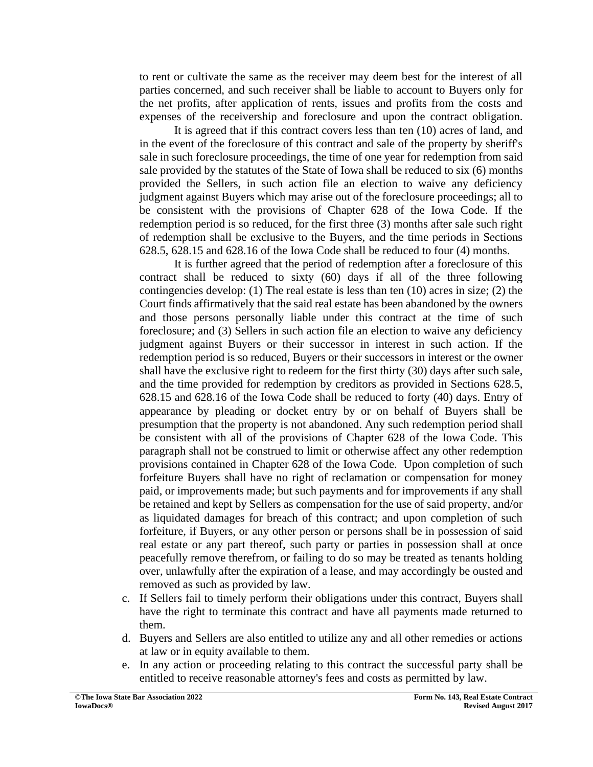to rent or cultivate the same as the receiver may deem best for the interest of all parties concerned, and such receiver shall be liable to account to Buyers only for the net profits, after application of rents, issues and profits from the costs and expenses of the receivership and foreclosure and upon the contract obligation.

It is agreed that if this contract covers less than ten (10) acres of land, and in the event of the foreclosure of this contract and sale of the property by sheriff's sale in such foreclosure proceedings, the time of one year for redemption from said sale provided by the statutes of the State of Iowa shall be reduced to six (6) months provided the Sellers, in such action file an election to waive any deficiency judgment against Buyers which may arise out of the foreclosure proceedings; all to be consistent with the provisions of Chapter 628 of the Iowa Code. If the redemption period is so reduced, for the first three (3) months after sale such right of redemption shall be exclusive to the Buyers, and the time periods in Sections 628.5, 628.15 and 628.16 of the Iowa Code shall be reduced to four (4) months.

It is further agreed that the period of redemption after a foreclosure of this contract shall be reduced to sixty (60) days if all of the three following contingencies develop: (1) The real estate is less than ten (10) acres in size; (2) the Court finds affirmatively that the said real estate has been abandoned by the owners and those persons personally liable under this contract at the time of such foreclosure; and (3) Sellers in such action file an election to waive any deficiency judgment against Buyers or their successor in interest in such action. If the redemption period is so reduced, Buyers or their successors in interest or the owner shall have the exclusive right to redeem for the first thirty (30) days after such sale, and the time provided for redemption by creditors as provided in Sections 628.5, 628.15 and 628.16 of the Iowa Code shall be reduced to forty (40) days. Entry of appearance by pleading or docket entry by or on behalf of Buyers shall be presumption that the property is not abandoned. Any such redemption period shall be consistent with all of the provisions of Chapter 628 of the Iowa Code. This paragraph shall not be construed to limit or otherwise affect any other redemption provisions contained in Chapter 628 of the Iowa Code. Upon completion of such forfeiture Buyers shall have no right of reclamation or compensation for money paid, or improvements made; but such payments and for improvements if any shall be retained and kept by Sellers as compensation for the use of said property, and/or as liquidated damages for breach of this contract; and upon completion of such forfeiture, if Buyers, or any other person or persons shall be in possession of said real estate or any part thereof, such party or parties in possession shall at once peacefully remove therefrom, or failing to do so may be treated as tenants holding over, unlawfully after the expiration of a lease, and may accordingly be ousted and removed as such as provided by law.

c. If Sellers fail to timely perform their obligations under this contract, Buyers shall have the right to terminate this contract and have all payments made returned to them.
d. Buyers and Sellers are also entitled to utilize any and all other remedies or actions at law or in equity available to them.
e. In any action or proceeding relating to this contract the successful party shall be entitled to receive reasonable attorney's fees and costs as permitted by law.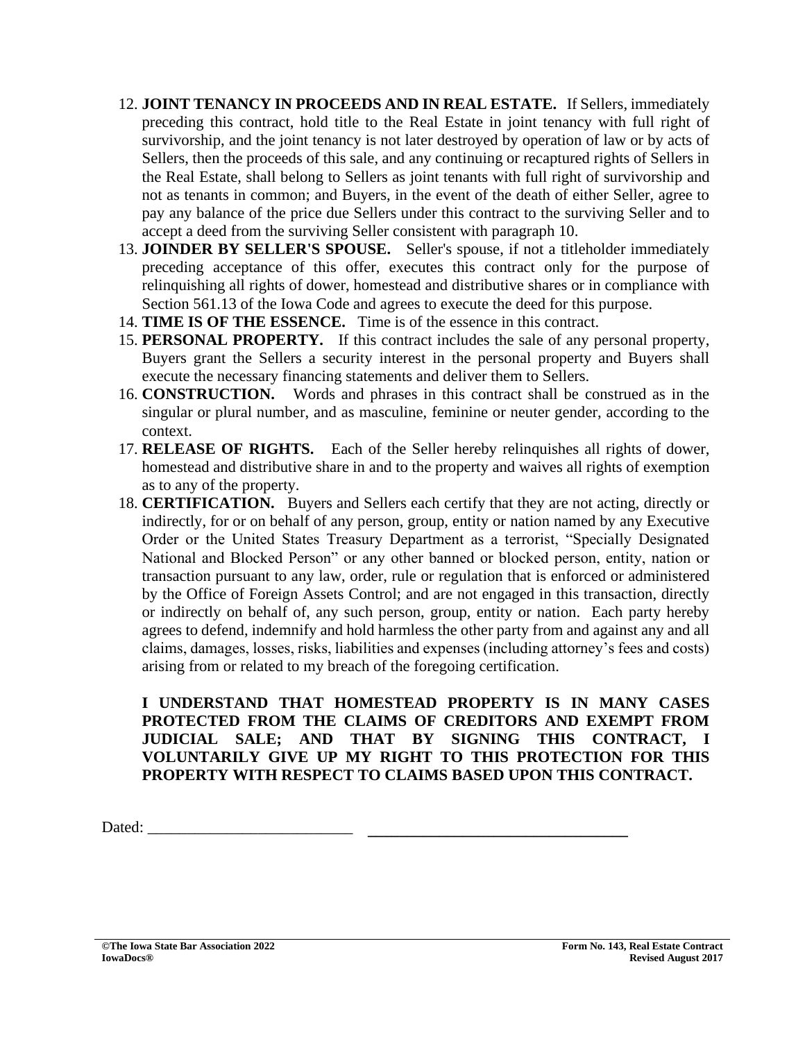12. **JOINT TENANCY IN PROCEEDS AND IN REAL ESTATE.** If Sellers, immediately preceding this contract, hold title to the Real Estate in joint tenancy with full right of survivorship, and the joint tenancy is not later destroyed by operation of law or by acts of Sellers, then the proceeds of this sale, and any continuing or recaptured rights of Sellers in the Real Estate, shall belong to Sellers as joint tenants with full right of survivorship and not as tenants in common; and Buyers, in the event of the death of either Seller, agree to pay any balance of the price due Sellers under this contract to the surviving Seller and to accept a deed from the surviving Seller consistent with paragraph 10.
13. **JOINDER BY SELLER'S SPOUSE.** Seller's spouse, if not a titleholder immediately preceding acceptance of this offer, executes this contract only for the purpose of relinquishing all rights of dower, homestead and distributive shares or in compliance with Section 561.13 of the Iowa Code and agrees to execute the deed for this purpose.
14. **TIME IS OF THE ESSENCE.** Time is of the essence in this contract.
15. **PERSONAL PROPERTY.** If this contract includes the sale of any personal property, Buyers grant the Sellers a security interest in the personal property and Buyers shall execute the necessary financing statements and deliver them to Sellers.
16. **CONSTRUCTION.** Words and phrases in this contract shall be construed as in the singular or plural number, and as masculine, feminine or neuter gender, according to the context.
17. **RELEASE OF RIGHTS.** Each of the Seller hereby relinquishes all rights of dower, homestead and distributive share in and to the property and waives all rights of exemption as to any of the property.
18. **CERTIFICATION.** Buyers and Sellers each certify that they are not acting, directly or indirectly, for or on behalf of any person, group, entity or nation named by any Executive Order or the United States Treasury Department as a terrorist, "Specially Designated National and Blocked Person" or any other banned or blocked person, entity, nation or transaction pursuant to any law, order, rule or regulation that is enforced or administered by the Office of Foreign Assets Control; and are not engaged in this transaction, directly or indirectly on behalf of, any such person, group, entity or nation. Each party hereby agrees to defend, indemnify and hold harmless the other party from and against any and all claims, damages, losses, risks, liabilities and expenses (including attorney's fees and costs) arising from or related to my breach of the foregoing certification.

**I UNDERSTAND THAT HOMESTEAD PROPERTY IS IN MANY CASES PROTECTED FROM THE CLAIMS OF CREDITORS AND EXEMPT FROM JUDICIAL SALE; AND THAT BY SIGNING THIS CONTRACT, I VOLUNTARILY GIVE UP MY RIGHT TO THIS PROTECTION FOR THIS PROPERTY WITH RESPECT TO CLAIMS BASED UPON THIS CONTRACT.**

Dated: __________________________ ________________________________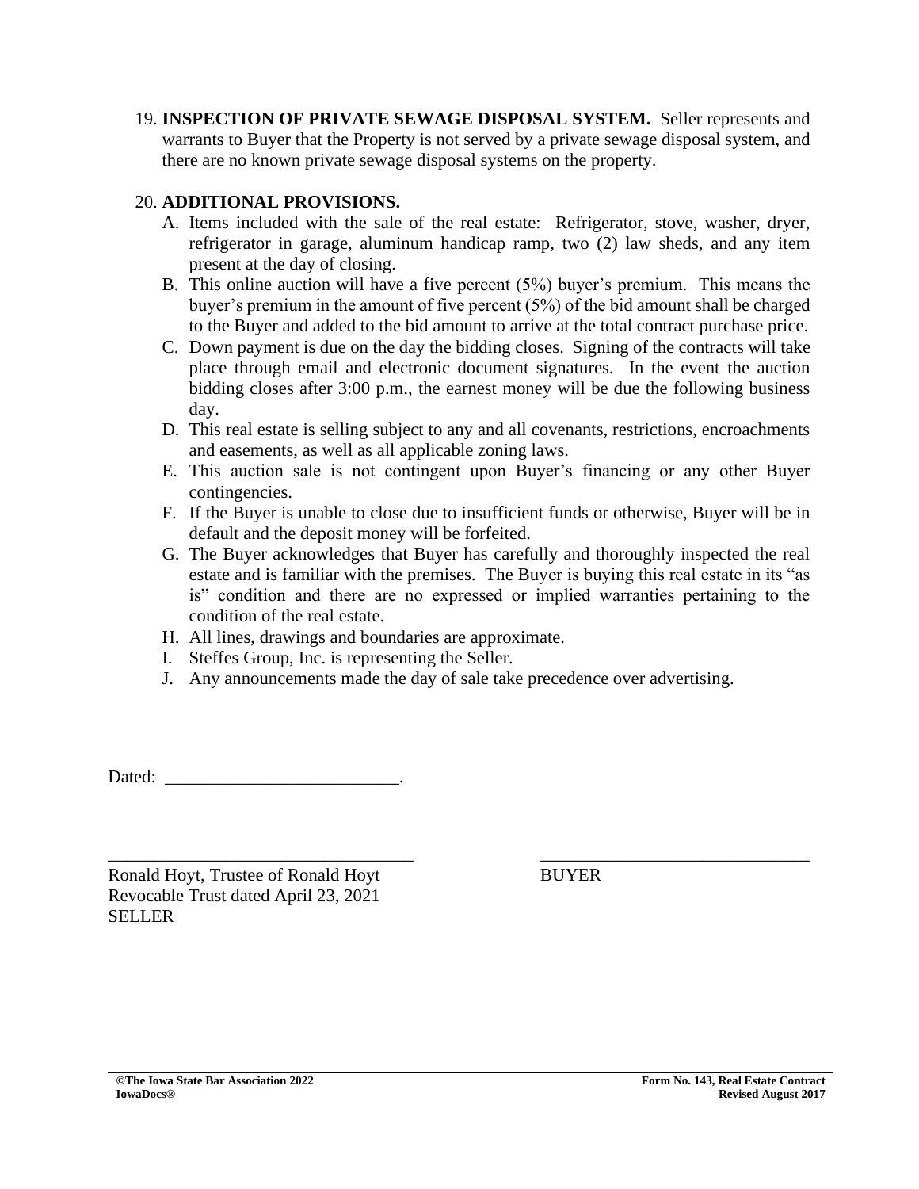19. **INSPECTION OF PRIVATE SEWAGE DISPOSAL SYSTEM.** Seller represents and warrants to Buyer that the Property is not served by a private sewage disposal system, and there are no known private sewage disposal systems on the property.

20. **ADDITIONAL PROVISIONS.**
    A. Items included with the sale of the real estate: Refrigerator, stove, washer, dryer, refrigerator in garage, aluminum handicap ramp, two (2) law sheds, and any item present at the day of closing.
    B. This online auction will have a five percent (5%) buyer's premium. This means the buyer's premium in the amount of five percent (5%) of the bid amount shall be charged to the Buyer and added to the bid amount to arrive at the total contract purchase price.
    C. Down payment is due on the day the bidding closes. Signing of the contracts will take place through email and electronic document signatures. In the event the auction bidding closes after 3:00 p.m., the earnest money will be due the following business day.
    D. This real estate is selling subject to any and all covenants, restrictions, encroachments and easements, as well as all applicable zoning laws.
    E. This auction sale is not contingent upon Buyer's financing or any other Buyer contingencies.
    F. If the Buyer is unable to close due to insufficient funds or otherwise, Buyer will be in default and the deposit money will be forfeited.
    G. The Buyer acknowledges that Buyer has carefully and thoroughly inspected the real estate and is familiar with the premises. The Buyer is buying this real estate in its "as is" condition and there are no expressed or implied warranties pertaining to the condition of the real estate.
    H. All lines, drawings and boundaries are approximate.
    I. Steffes Group, Inc. is representing the Seller.
    J. Any announcements made the day of sale take precedence over advertising.

Dated: \_\_\_\_\_\_\_\_\_\_\_\_\_\_\_\_\_\_\_\_\_\_\_\_\_\_.

\_\_\_\_\_\_\_\_\_\_\_\_\_\_\_\_\_\_\_\_\_\_\_\_\_\_\_\_\_\_\_\_\_\_\_
Ronald Hoyt, Trustee of Ronald Hoyt Revocable Trust dated April 23, 2021
SELLER

\_\_\_\_\_\_\_\_\_\_\_\_\_\_\_\_\_\_\_\_\_\_\_\_\_\_\_\_\_\_\_\_\_\_\_
BUYER

©The Iowa State Bar Association 2022
IowaDocs®

Form No. 143, Real Estate Contract
Revised August 2017